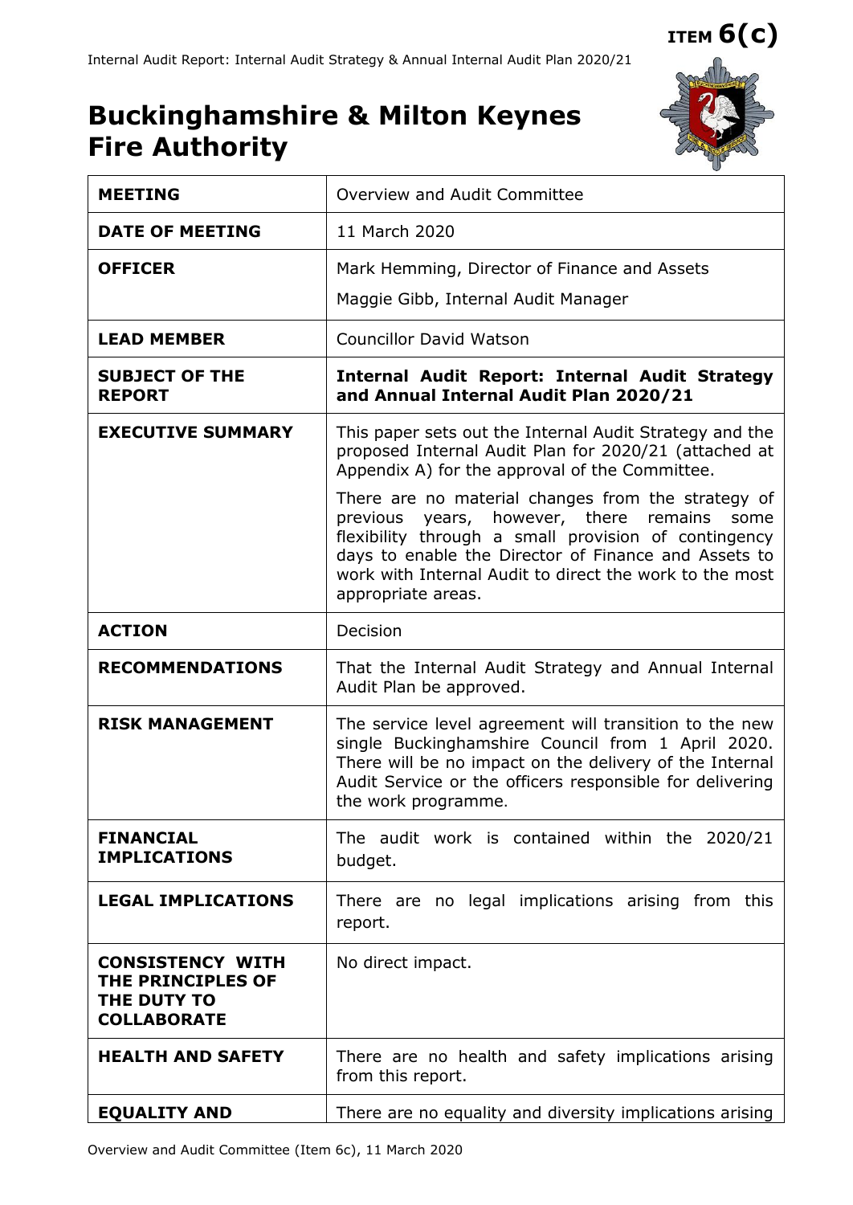ITEM **6(c)**

# Buckinghamshire & Milton Keynes Fire Authority

| | |
|---|---|
| **MEETING** | Overview and Audit Committee |
| **DATE OF MEETING** | 11 March 2020 |
| **OFFICER** | Mark Hemming, Director of Finance and Assets<br>Maggie Gibb, Internal Audit Manager |
| **LEAD MEMBER** | Councillor David Watson |
| **SUBJECT OF THE REPORT** | **Internal Audit Report: Internal Audit Strategy and Annual Internal Audit Plan 2020/21** |
| **EXECUTIVE SUMMARY** | This paper sets out the Internal Audit Strategy and the proposed Internal Audit Plan for 2020/21 (attached at Appendix A) for the approval of the Committee.<br>There are no material changes from the strategy of previous years, however, there remains some flexibility through a small provision of contingency days to enable the Director of Finance and Assets to work with Internal Audit to direct the work to the most appropriate areas. |
| **ACTION** | Decision |
| **RECOMMENDATIONS** | That the Internal Audit Strategy and Annual Internal Audit Plan be approved. |
| **RISK MANAGEMENT** | The service level agreement will transition to the new single Buckinghamshire Council from 1 April 2020. There will be no impact on the delivery of the Internal Audit Service or the officers responsible for delivering the work programme. |
| **FINANCIAL IMPLICATIONS** | The audit work is contained within the 2020/21 budget. |
| **LEGAL IMPLICATIONS** | There are no legal implications arising from this report. |
| **CONSISTENCY WITH THE PRINCIPLES OF THE DUTY TO COLLABORATE** | No direct impact. |
| **HEALTH AND SAFETY** | There are no health and safety implications arising from this report. |
| **EQUALITY AND** | There are no equality and diversity implications arising |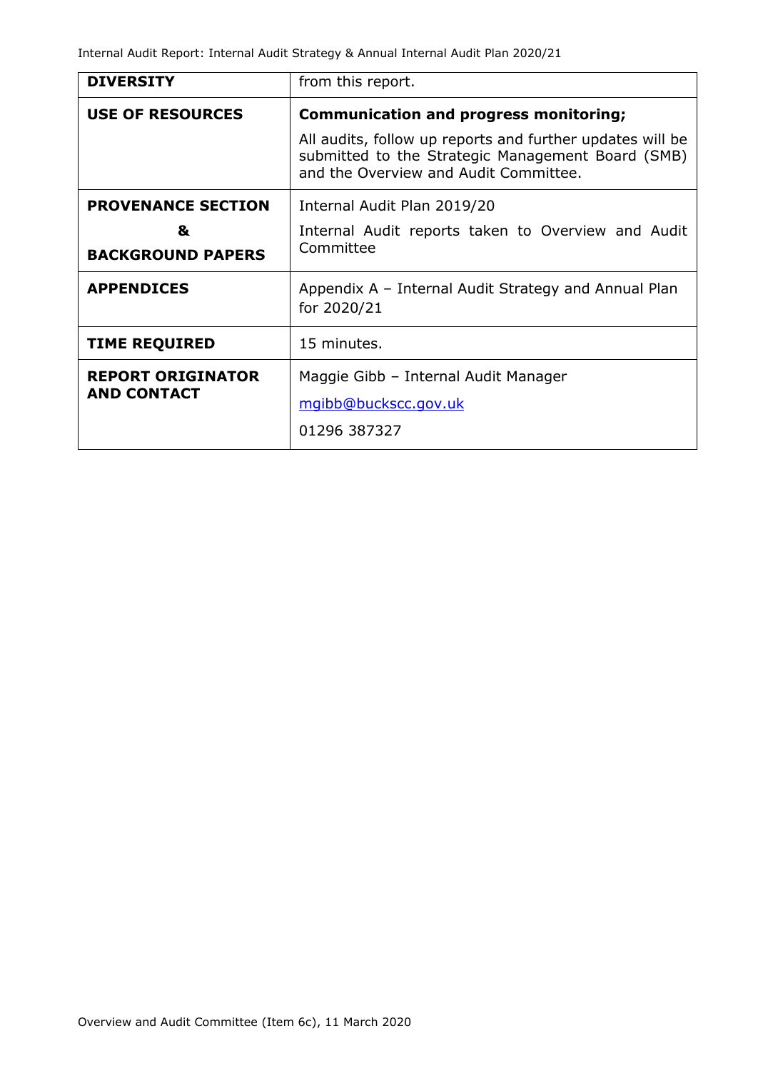| **DIVERSITY** | from this report. |
|---|---|
| **USE OF RESOURCES** | **Communication and progress monitoring;** All audits, follow up reports and further updates will be submitted to the Strategic Management Board (SMB) and the Overview and Audit Committee. |
| **PROVENANCE SECTION & BACKGROUND PAPERS** | Internal Audit Plan 2019/20 Internal Audit reports taken to Overview and Audit Committee |
| **APPENDICES** | Appendix A – Internal Audit Strategy and Annual Plan for 2020/21 |
| **TIME REQUIRED** | 15 minutes. |
| **REPORT ORIGINATOR AND CONTACT** | Maggie Gibb – Internal Audit Manager mgibb@buckscc.gov.uk 01296 387327 |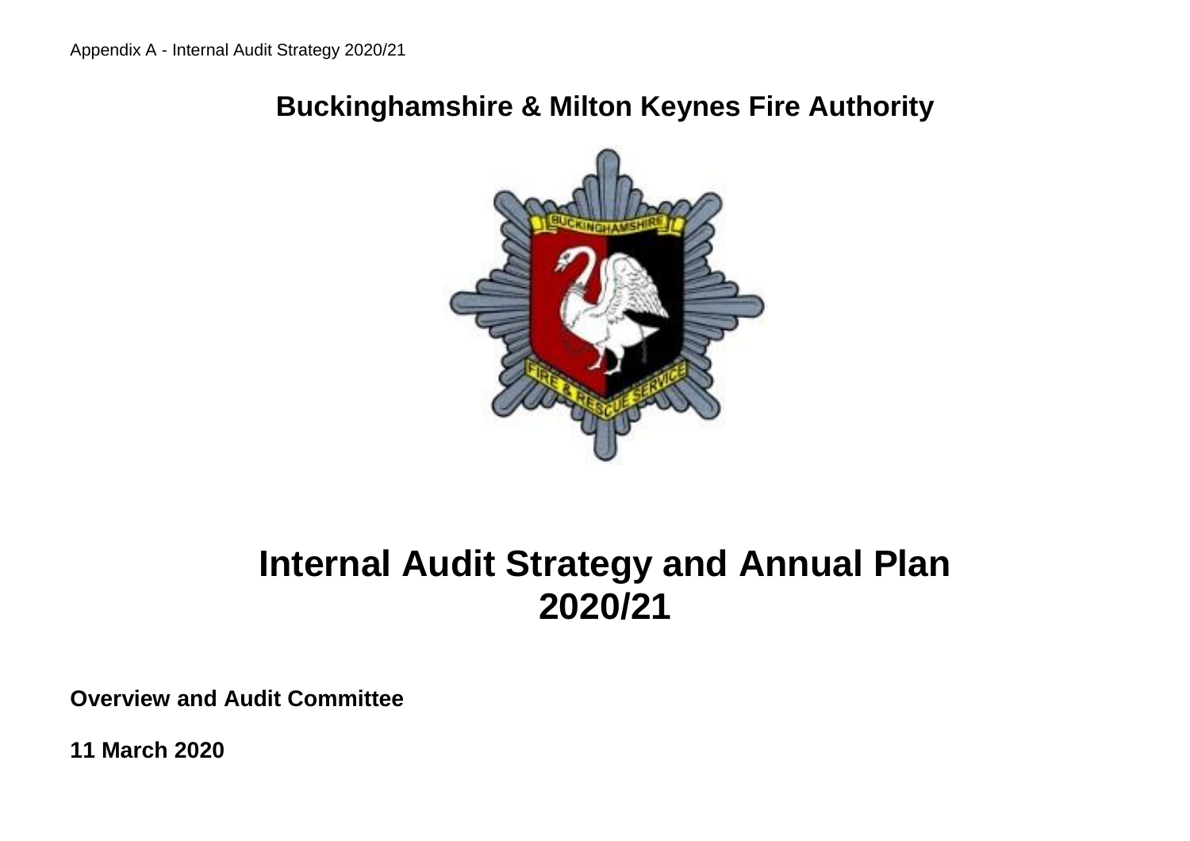Appendix A - Internal Audit Strategy 2020/21

# Buckinghamshire & Milton Keynes Fire Authority

# Internal Audit Strategy and Annual Plan 2020/21

**Overview and Audit Committee**

**11 March 2020**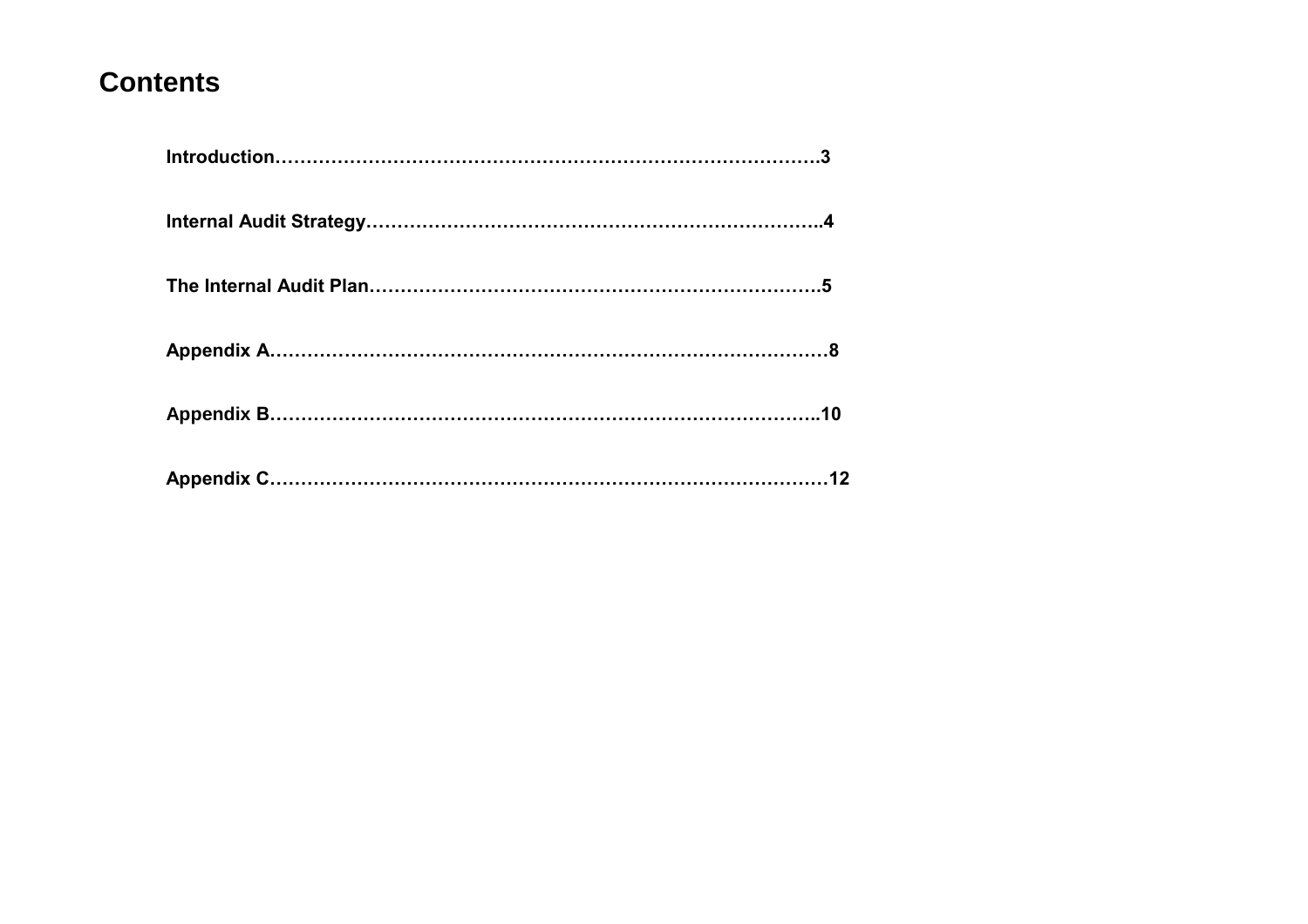# Contents

**Introduction……………………………………………………………………………….3**

**Internal Audit Strategy………………………………………………………………..4**

**The Internal Audit Plan……………………………………………………………….5**

**Appendix A……………………………………………………………………………….8**

**Appendix B………………………………………………………………………………..10**

**Appendix C……………………………………………………………………………….12**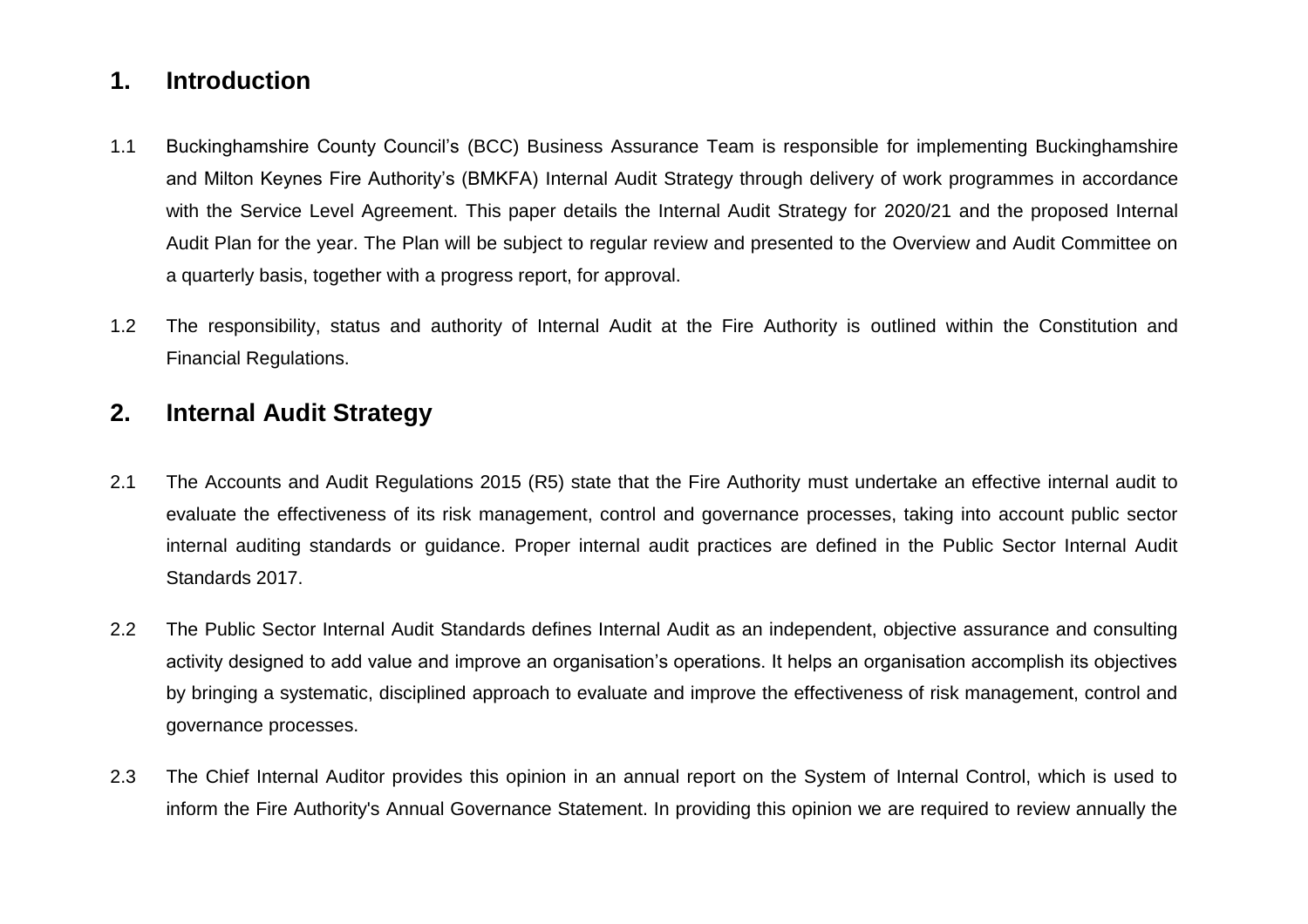## 1. Introduction

1.1 Buckinghamshire County Council's (BCC) Business Assurance Team is responsible for implementing Buckinghamshire and Milton Keynes Fire Authority's (BMKFA) Internal Audit Strategy through delivery of work programmes in accordance with the Service Level Agreement. This paper details the Internal Audit Strategy for 2020/21 and the proposed Internal Audit Plan for the year. The Plan will be subject to regular review and presented to the Overview and Audit Committee on a quarterly basis, together with a progress report, for approval.

1.2 The responsibility, status and authority of Internal Audit at the Fire Authority is outlined within the Constitution and Financial Regulations.

## 2. Internal Audit Strategy

2.1 The Accounts and Audit Regulations 2015 (R5) state that the Fire Authority must undertake an effective internal audit to evaluate the effectiveness of its risk management, control and governance processes, taking into account public sector internal auditing standards or guidance. Proper internal audit practices are defined in the Public Sector Internal Audit Standards 2017.

2.2 The Public Sector Internal Audit Standards defines Internal Audit as an independent, objective assurance and consulting activity designed to add value and improve an organisation's operations. It helps an organisation accomplish its objectives by bringing a systematic, disciplined approach to evaluate and improve the effectiveness of risk management, control and governance processes.

2.3 The Chief Internal Auditor provides this opinion in an annual report on the System of Internal Control, which is used to inform the Fire Authority's Annual Governance Statement. In providing this opinion we are required to review annually the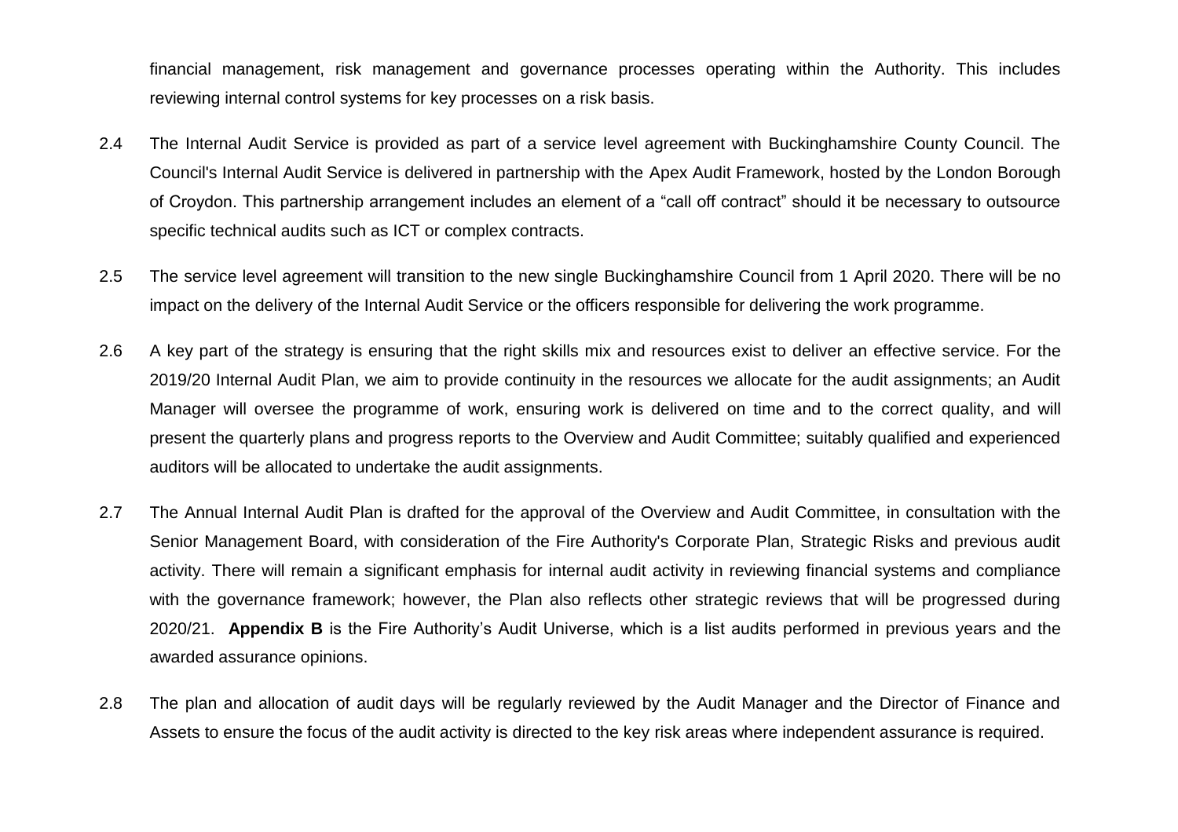financial management, risk management and governance processes operating within the Authority. This includes reviewing internal control systems for key processes on a risk basis.

2.4 The Internal Audit Service is provided as part of a service level agreement with Buckinghamshire County Council. The Council's Internal Audit Service is delivered in partnership with the Apex Audit Framework, hosted by the London Borough of Croydon. This partnership arrangement includes an element of a "call off contract" should it be necessary to outsource specific technical audits such as ICT or complex contracts.

2.5 The service level agreement will transition to the new single Buckinghamshire Council from 1 April 2020. There will be no impact on the delivery of the Internal Audit Service or the officers responsible for delivering the work programme.

2.6 A key part of the strategy is ensuring that the right skills mix and resources exist to deliver an effective service. For the 2019/20 Internal Audit Plan, we aim to provide continuity in the resources we allocate for the audit assignments; an Audit Manager will oversee the programme of work, ensuring work is delivered on time and to the correct quality, and will present the quarterly plans and progress reports to the Overview and Audit Committee; suitably qualified and experienced auditors will be allocated to undertake the audit assignments.

2.7 The Annual Internal Audit Plan is drafted for the approval of the Overview and Audit Committee, in consultation with the Senior Management Board, with consideration of the Fire Authority's Corporate Plan, Strategic Risks and previous audit activity. There will remain a significant emphasis for internal audit activity in reviewing financial systems and compliance with the governance framework; however, the Plan also reflects other strategic reviews that will be progressed during 2020/21. **Appendix B** is the Fire Authority's Audit Universe, which is a list audits performed in previous years and the awarded assurance opinions.

2.8 The plan and allocation of audit days will be regularly reviewed by the Audit Manager and the Director of Finance and Assets to ensure the focus of the audit activity is directed to the key risk areas where independent assurance is required.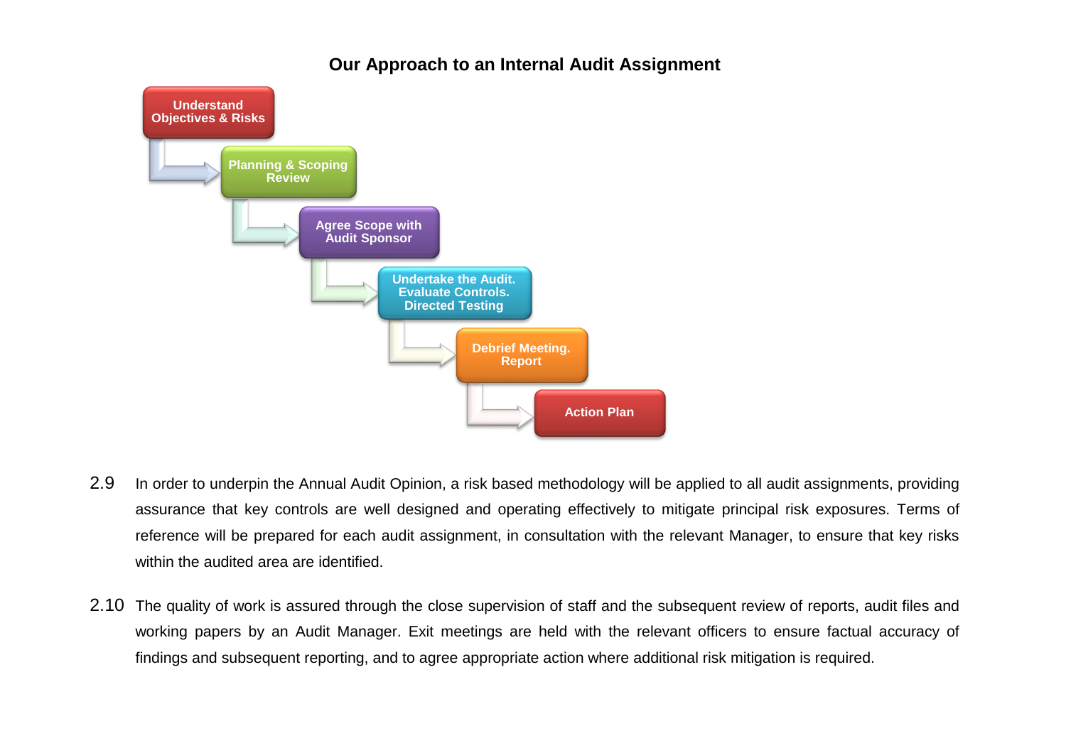## Our Approach to an Internal Audit Assignment

1. Understand Objectives & Risks
2. Planning & Scoping Review
3. Agree Scope with Audit Sponsor
4. Undertake the Audit. Evaluate Controls. Directed Testing
5. Debrief Meeting. Report
6. Action Plan

2.9 In order to underpin the Annual Audit Opinion, a risk based methodology will be applied to all audit assignments, providing assurance that key controls are well designed and operating effectively to mitigate principal risk exposures. Terms of reference will be prepared for each audit assignment, in consultation with the relevant Manager, to ensure that key risks within the audited area are identified.

2.10 The quality of work is assured through the close supervision of staff and the subsequent review of reports, audit files and working papers by an Audit Manager. Exit meetings are held with the relevant officers to ensure factual accuracy of findings and subsequent reporting, and to agree appropriate action where additional risk mitigation is required.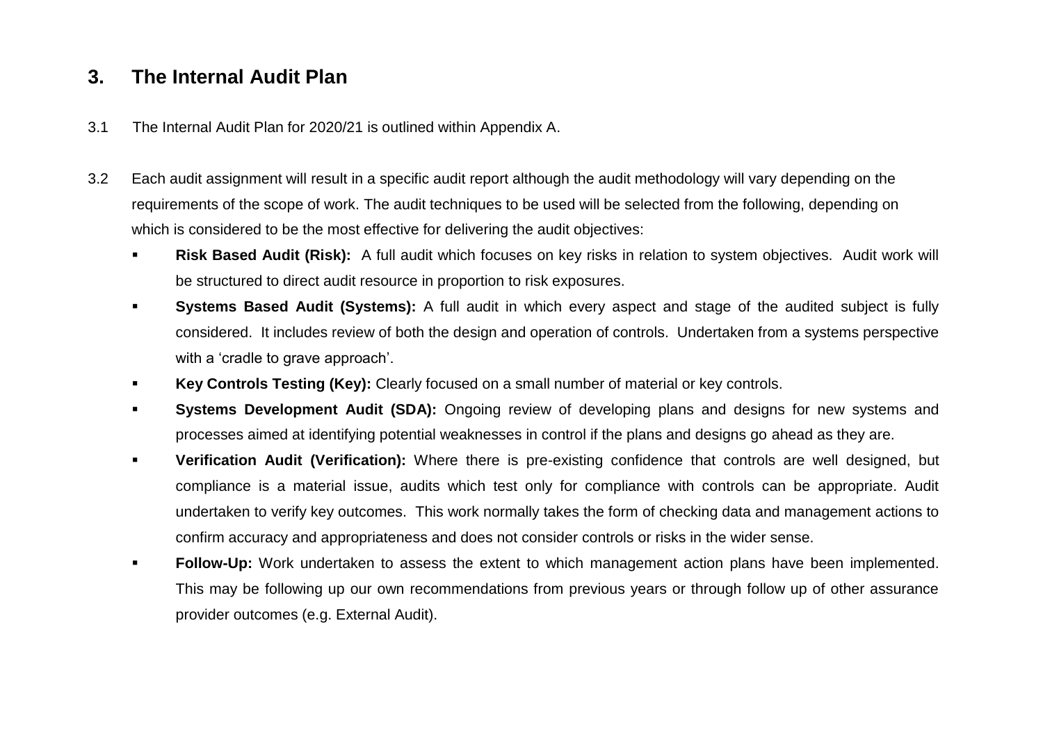## 3. The Internal Audit Plan

3.1 The Internal Audit Plan for 2020/21 is outlined within Appendix A.

3.2 Each audit assignment will result in a specific audit report although the audit methodology will vary depending on the requirements of the scope of work. The audit techniques to be used will be selected from the following, depending on which is considered to be the most effective for delivering the audit objectives:

- **Risk Based Audit (Risk):** A full audit which focuses on key risks in relation to system objectives. Audit work will be structured to direct audit resource in proportion to risk exposures.
- **Systems Based Audit (Systems):** A full audit in which every aspect and stage of the audited subject is fully considered. It includes review of both the design and operation of controls. Undertaken from a systems perspective with a 'cradle to grave approach'.
- **Key Controls Testing (Key):** Clearly focused on a small number of material or key controls.
- **Systems Development Audit (SDA):** Ongoing review of developing plans and designs for new systems and processes aimed at identifying potential weaknesses in control if the plans and designs go ahead as they are.
- **Verification Audit (Verification):** Where there is pre-existing confidence that controls are well designed, but compliance is a material issue, audits which test only for compliance with controls can be appropriate. Audit undertaken to verify key outcomes. This work normally takes the form of checking data and management actions to confirm accuracy and appropriateness and does not consider controls or risks in the wider sense.
- **Follow-Up:** Work undertaken to assess the extent to which management action plans have been implemented. This may be following up our own recommendations from previous years or through follow up of other assurance provider outcomes (e.g. External Audit).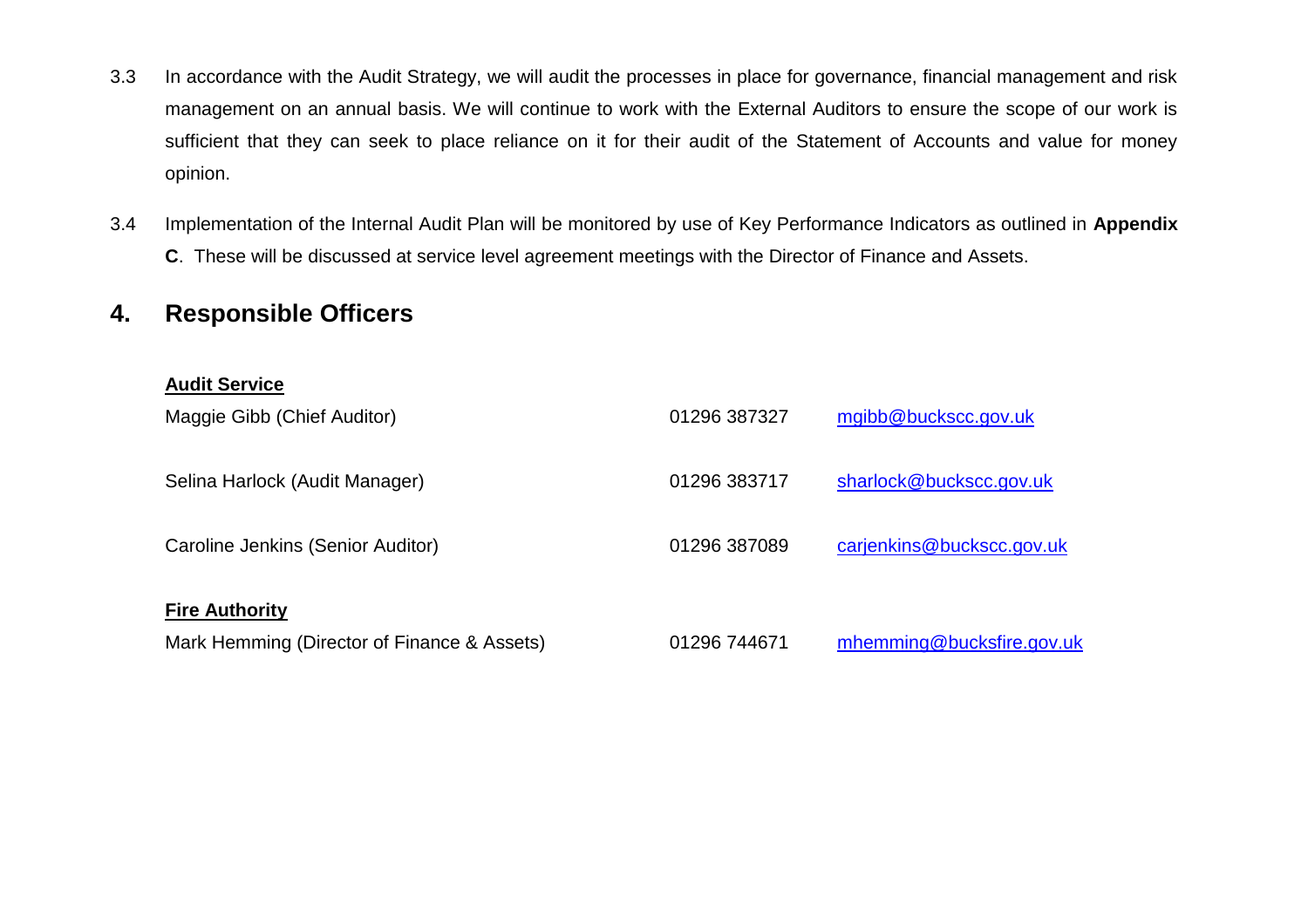3.3 In accordance with the Audit Strategy, we will audit the processes in place for governance, financial management and risk management on an annual basis. We will continue to work with the External Auditors to ensure the scope of our work is sufficient that they can seek to place reliance on it for their audit of the Statement of Accounts and value for money opinion.

3.4 Implementation of the Internal Audit Plan will be monitored by use of Key Performance Indicators as outlined in **Appendix C**. These will be discussed at service level agreement meetings with the Director of Finance and Assets.

## 4. Responsible Officers

**Audit Service**

| | | |
|---|---|---|
| Maggie Gibb (Chief Auditor) | 01296 387327 | mgibb@buckscc.gov.uk |
| Selina Harlock (Audit Manager) | 01296 383717 | sharlock@buckscc.gov.uk |
| Caroline Jenkins (Senior Auditor) | 01296 387089 | carjenkins@buckscc.gov.uk |

**Fire Authority**

| | | |
|---|---|---|
| Mark Hemming (Director of Finance & Assets) | 01296 744671 | mhemming@bucksfire.gov.uk |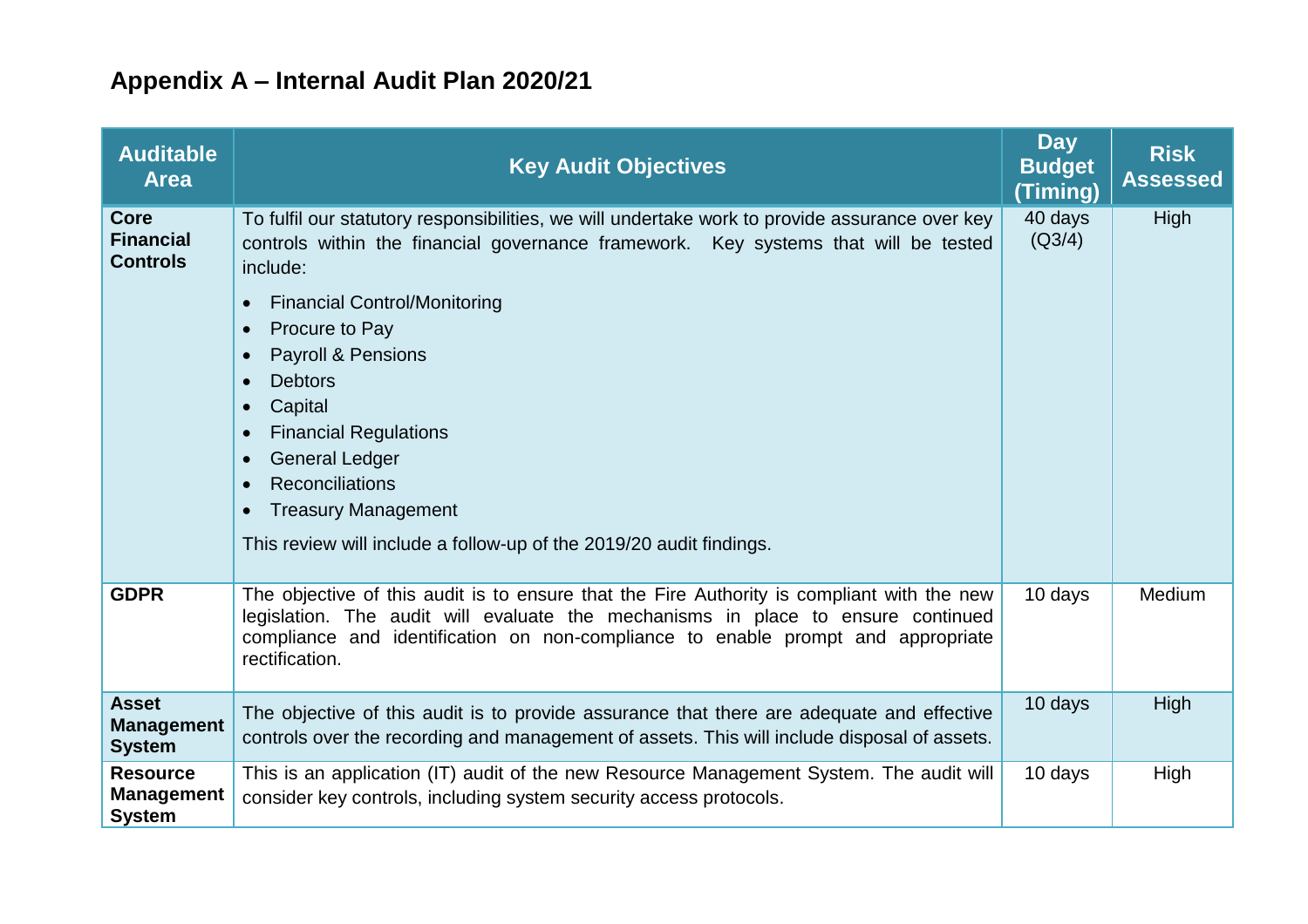## Appendix A – Internal Audit Plan 2020/21

| Auditable Area | Key Audit Objectives | Day Budget (Timing) | Risk Assessed |
|---|---|---|---|
| **Core Financial Controls** | To fulfil our statutory responsibilities, we will undertake work to provide assurance over key controls within the financial governance framework. Key systems that will be tested include:<br>• Financial Control/Monitoring<br>• Procure to Pay<br>• Payroll & Pensions<br>• Debtors<br>• Capital<br>• Financial Regulations<br>• General Ledger<br>• Reconciliations<br>• Treasury Management<br>This review will include a follow-up of the 2019/20 audit findings. | 40 days (Q3/4) | High |
| **GDPR** | The objective of this audit is to ensure that the Fire Authority is compliant with the new legislation. The audit will evaluate the mechanisms in place to ensure continued compliance and identification on non-compliance to enable prompt and appropriate rectification. | 10 days | Medium |
| **Asset Management System** | The objective of this audit is to provide assurance that there are adequate and effective controls over the recording and management of assets. This will include disposal of assets. | 10 days | High |
| **Resource Management System** | This is an application (IT) audit of the new Resource Management System. The audit will consider key controls, including system security access protocols. | 10 days | High |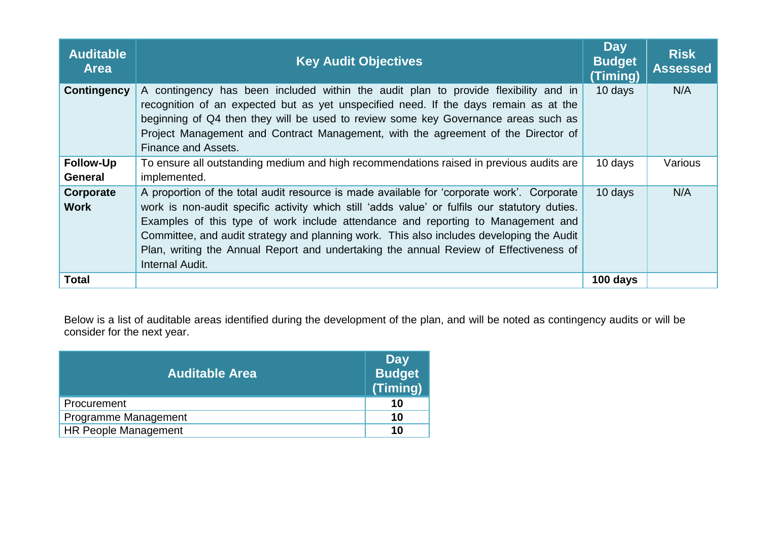| Auditable Area | Key Audit Objectives | Day Budget (Timing) | Risk Assessed |
|---|---|---|---|
| **Contingency** | A contingency has been included within the audit plan to provide flexibility and in recognition of an expected but as yet unspecified need. If the days remain as at the beginning of Q4 then they will be used to review some key Governance areas such as Project Management and Contract Management, with the agreement of the Director of Finance and Assets. | 10 days | N/A |
| **Follow-Up General** | To ensure all outstanding medium and high recommendations raised in previous audits are implemented. | 10 days | Various |
| **Corporate Work** | A proportion of the total audit resource is made available for 'corporate work'. Corporate work is non-audit specific activity which still 'adds value' or fulfils our statutory duties. Examples of this type of work include attendance and reporting to Management and Committee, and audit strategy and planning work. This also includes developing the Audit Plan, writing the Annual Report and undertaking the annual Review of Effectiveness of Internal Audit. | 10 days | N/A |
| **Total** | | **100 days** | |

Below is a list of auditable areas identified during the development of the plan, and will be noted as contingency audits or will be consider for the next year.

| Auditable Area | Day Budget (Timing) |
|---|---|
| Procurement | **10** |
| Programme Management | **10** |
| HR People Management | **10** |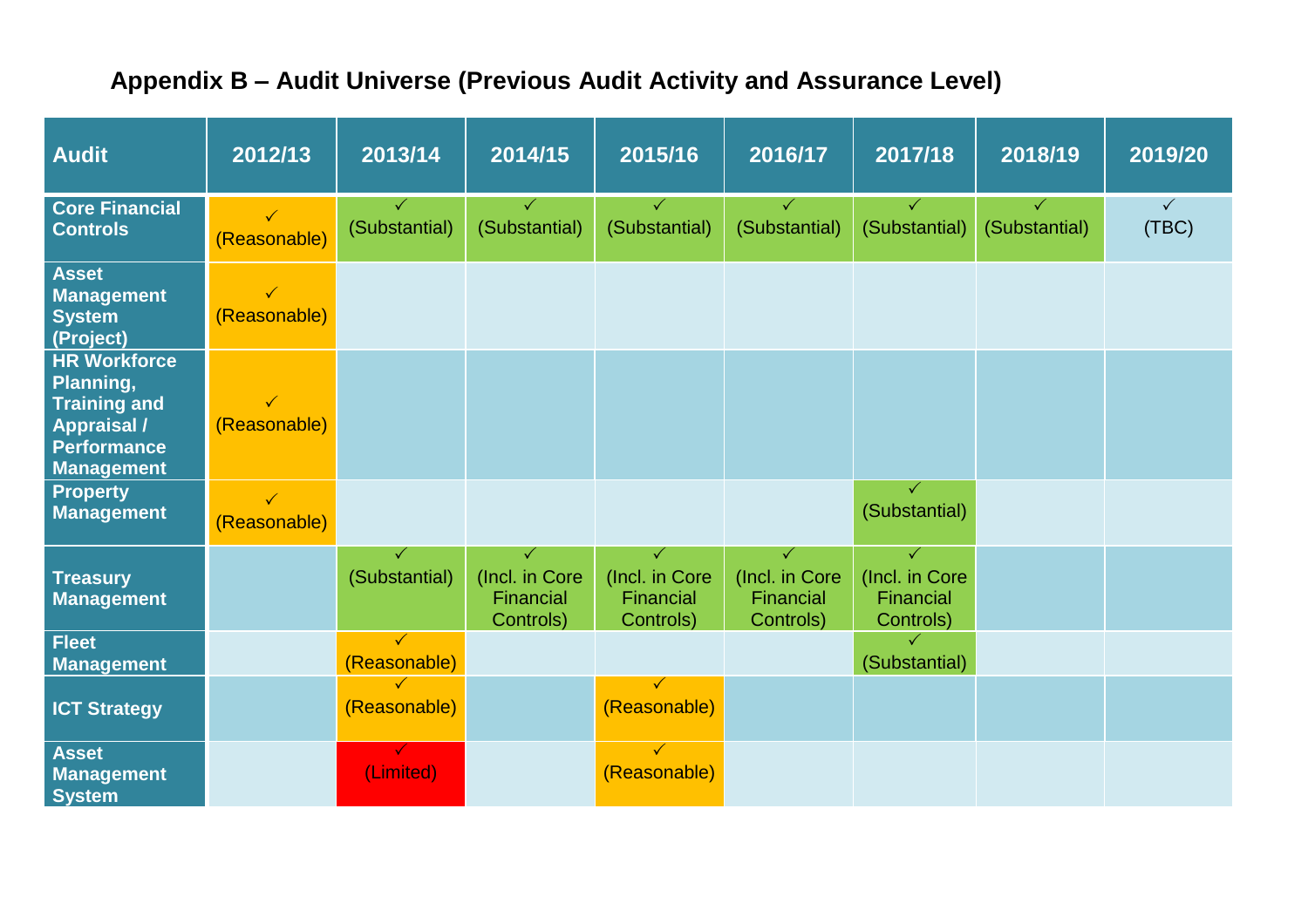## Appendix B – Audit Universe (Previous Audit Activity and Assurance Level)

| Audit | 2012/13 | 2013/14 | 2014/15 | 2015/16 | 2016/17 | 2017/18 | 2018/19 | 2019/20 |
|---|---|---|---|---|---|---|---|---|
| Core Financial Controls | ✓ (Reasonable) | ✓ (Substantial) | ✓ (Substantial) | ✓ (Substantial) | ✓ (Substantial) | ✓ (Substantial) | ✓ (Substantial) | ✓ (TBC) |
| Asset Management System (Project) | ✓ (Reasonable) | | | | | | | |
| HR Workforce Planning, Training and Appraisal / Performance Management | ✓ (Reasonable) | | | | | | | |
| Property Management | ✓ (Reasonable) | | | | | ✓ (Substantial) | | |
| Treasury Management | | ✓ (Substantial) | ✓ (Incl. in Core Financial Controls) | ✓ (Incl. in Core Financial Controls) | ✓ (Incl. in Core Financial Controls) | ✓ (Incl. in Core Financial Controls) | | |
| Fleet Management | | ✓ (Reasonable) | | | | ✓ (Substantial) | | |
| ICT Strategy | | ✓ (Reasonable) | | ✓ (Reasonable) | | | | |
| Asset Management System | | ✓ (Limited) | | ✓ (Reasonable) | | | | |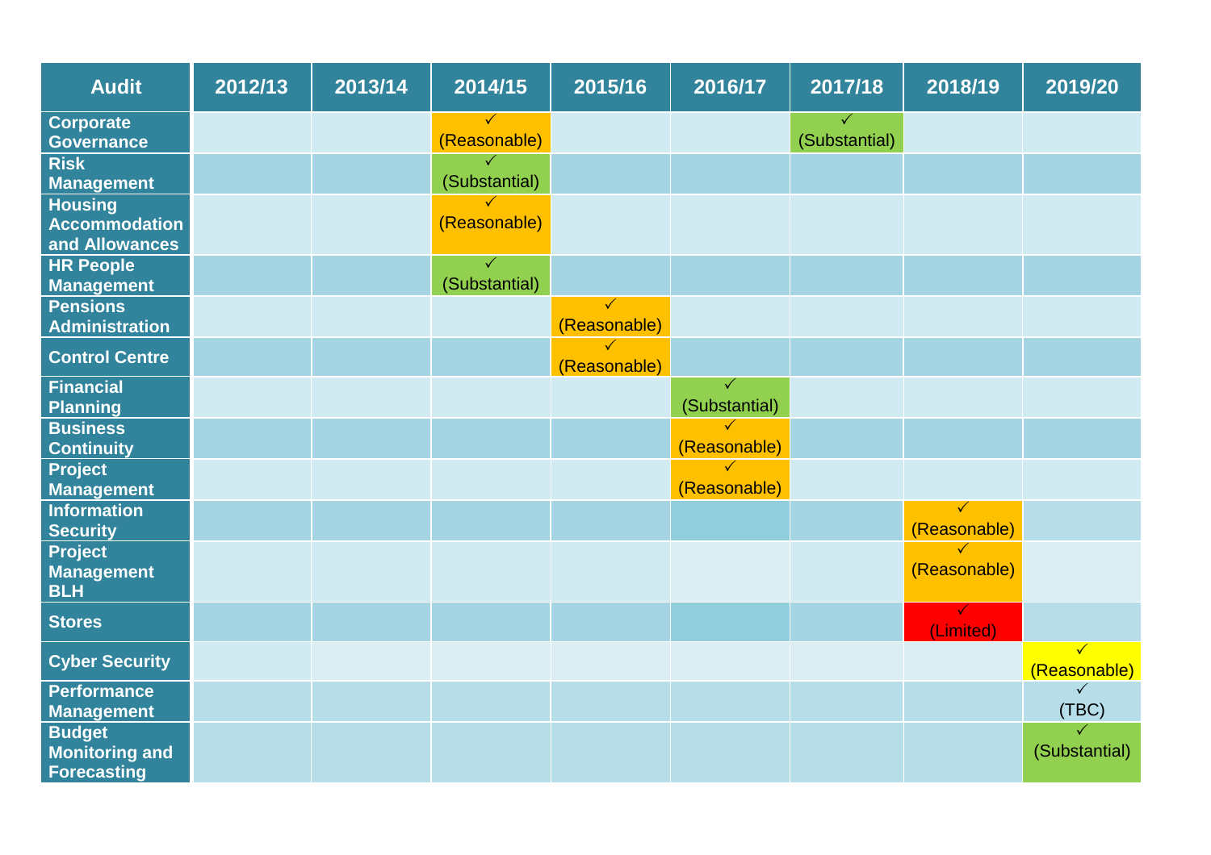| Audit | 2012/13 | 2013/14 | 2014/15 | 2015/16 | 2016/17 | 2017/18 | 2018/19 | 2019/20 |
|---|---|---|---|---|---|---|---|---|
| Corporate Governance | | | ✓ (Reasonable) | | | ✓ (Substantial) | | |
| Risk Management | | | ✓ (Substantial) | | | | | |
| Housing Accommodation and Allowances | | | ✓ (Reasonable) | | | | | |
| HR People Management | | | ✓ (Substantial) | | | | | |
| Pensions Administration | | | | ✓ (Reasonable) | | | | |
| Control Centre | | | | ✓ (Reasonable) | | | | |
| Financial Planning | | | | | ✓ (Substantial) | | | |
| Business Continuity | | | | | ✓ (Reasonable) | | | |
| Project Management | | | | | ✓ (Reasonable) | | | |
| Information Security | | | | | | | ✓ (Reasonable) | |
| Project Management BLH | | | | | | | ✓ (Reasonable) | |
| Stores | | | | | | | ✓ (Limited) | |
| Cyber Security | | | | | | | | ✓ (Reasonable) |
| Performance Management | | | | | | | | ✓ (TBC) |
| Budget Monitoring and Forecasting | | | | | | | | ✓ (Substantial) |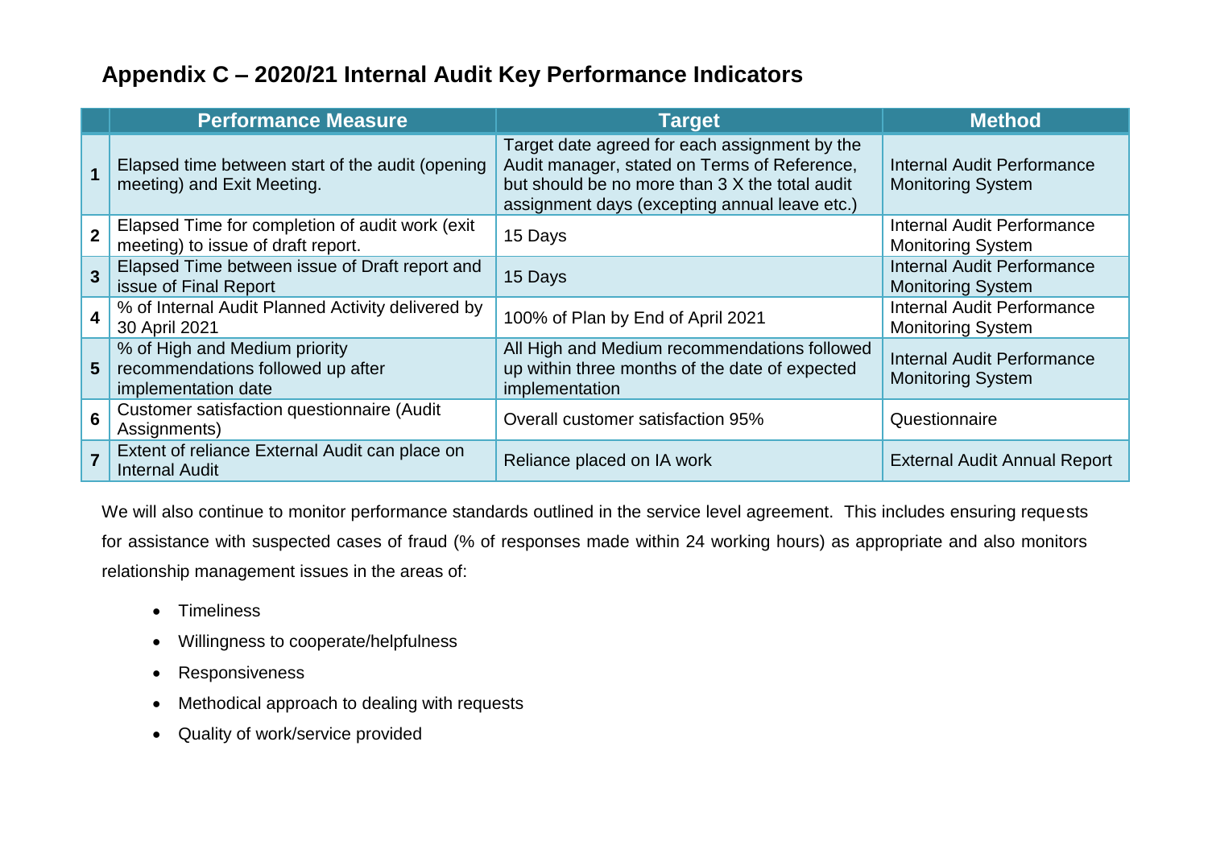## Appendix C – 2020/21 Internal Audit Key Performance Indicators

| | Performance Measure | Target | Method |
|---|---|---|---|
| 1 | Elapsed time between start of the audit (opening meeting) and Exit Meeting. | Target date agreed for each assignment by the Audit manager, stated on Terms of Reference, but should be no more than 3 X the total audit assignment days (excepting annual leave etc.) | Internal Audit Performance Monitoring System |
| 2 | Elapsed Time for completion of audit work (exit meeting) to issue of draft report. | 15 Days | Internal Audit Performance Monitoring System |
| 3 | Elapsed Time between issue of Draft report and issue of Final Report | 15 Days | Internal Audit Performance Monitoring System |
| 4 | % of Internal Audit Planned Activity delivered by 30 April 2021 | 100% of Plan by End of April 2021 | Internal Audit Performance Monitoring System |
| 5 | % of High and Medium priority recommendations followed up after implementation date | All High and Medium recommendations followed up within three months of the date of expected implementation | Internal Audit Performance Monitoring System |
| 6 | Customer satisfaction questionnaire (Audit Assignments) | Overall customer satisfaction 95% | Questionnaire |
| 7 | Extent of reliance External Audit can place on Internal Audit | Reliance placed on IA work | External Audit Annual Report |

We will also continue to monitor performance standards outlined in the service level agreement. This includes ensuring requests for assistance with suspected cases of fraud (% of responses made within 24 working hours) as appropriate and also monitors relationship management issues in the areas of:

- Timeliness
- Willingness to cooperate/helpfulness
- Responsiveness
- Methodical approach to dealing with requests
- Quality of work/service provided